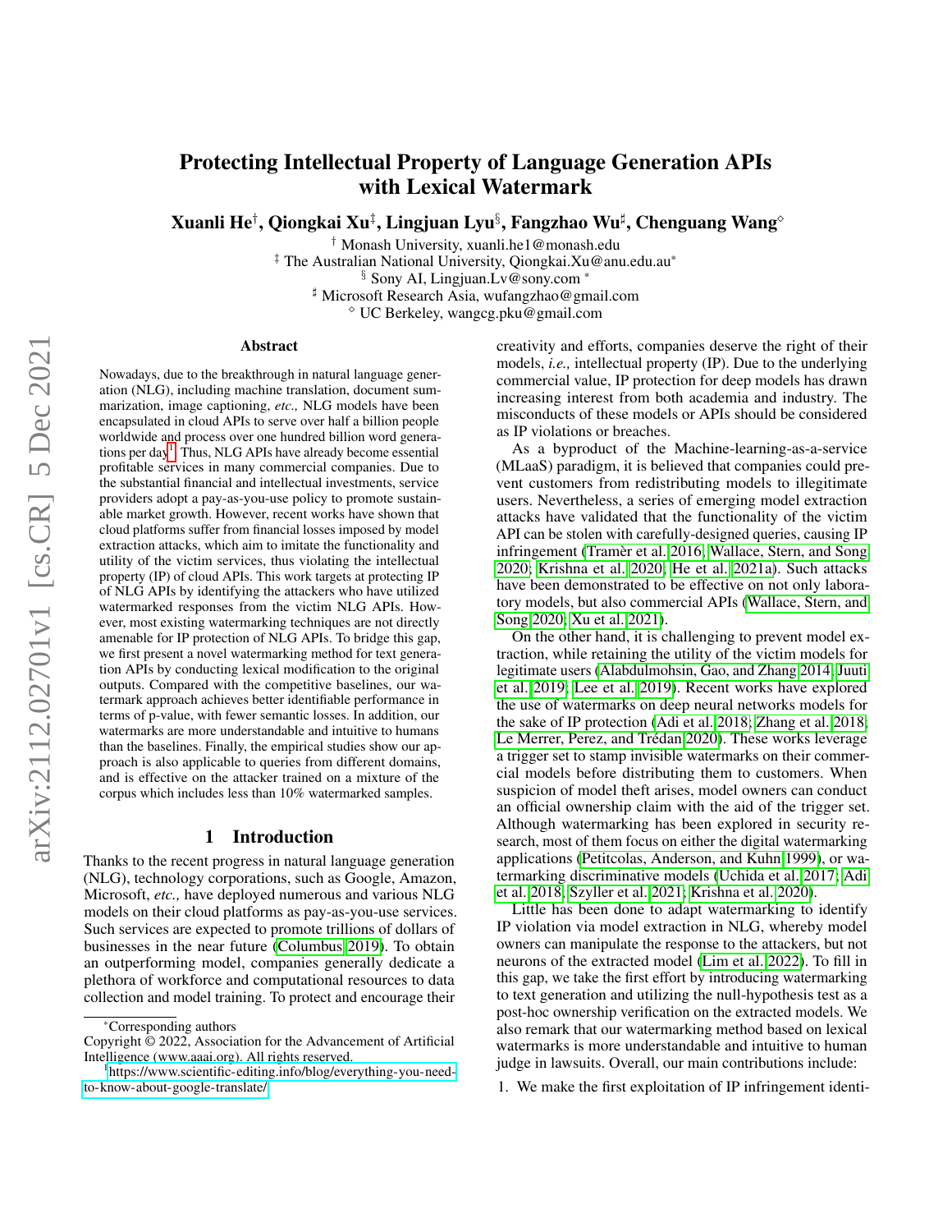# Protecting Intellectual Property of Language Generation APIs with Lexical Watermark

**Xuanli He[†], Qiongkai Xu[‡], Lingjuan Lyu[§], Fangzhao Wu[♯], Chenguang Wang[◇]**

[†] Monash University, xuanli.he1@monash.edu
[‡] The Australian National University, Qiongkai.Xu@anu.edu.au*
[§] Sony AI, Lingjuan.Lv@sony.com *
[♯] Microsoft Research Asia, wufangzhao@gmail.com
[◇] UC Berkeley, wangcg.pku@gmail.com

## Abstract

Nowadays, due to the breakthrough in natural language generation (NLG), including machine translation, document summarization, image captioning, *etc.,* NLG models have been encapsulated in cloud APIs to serve over half a billion people worldwide and process over one hundred billion word generations per day[1]. Thus, NLG APIs have already become essential profitable services in many commercial companies. Due to the substantial financial and intellectual investments, service providers adopt a pay-as-you-use policy to promote sustainable market growth. However, recent works have shown that cloud platforms suffer from financial losses imposed by model extraction attacks, which aim to imitate the functionality and utility of the victim services, thus violating the intellectual property (IP) of cloud APIs. This work targets at protecting IP of NLG APIs by identifying the attackers who have utilized watermarked responses from the victim NLG APIs. However, most existing watermarking techniques are not directly amenable for IP protection of NLG APIs. To bridge this gap, we first present a novel watermarking method for text generation APIs by conducting lexical modification to the original outputs. Compared with the competitive baselines, our watermark approach achieves better identifiable performance in terms of p-value, with fewer semantic losses. In addition, our watermarks are more understandable and intuitive to humans than the baselines. Finally, the empirical studies show our approach is also applicable to queries from different domains, and is effective on the attacker trained on a mixture of the corpus which includes less than 10% watermarked samples.

## 1 Introduction

Thanks to the recent progress in natural language generation (NLG), technology corporations, such as Google, Amazon, Microsoft, *etc.,* have deployed numerous and various NLG models on their cloud platforms as pay-as-you-use services. Such services are expected to promote trillions of dollars of businesses in the near future (Columbus 2019). To obtain an outperforming model, companies generally dedicate a plethora of workforce and computational resources to data collection and model training. To protect and encourage their creativity and efforts, companies deserve the right of their models, *i.e.,* intellectual property (IP). Due to the underlying commercial value, IP protection for deep models has drawn increasing interest from both academia and industry. The misconducts of these models or APIs should be considered as IP violations or breaches.

As a byproduct of the Machine-learning-as-a-service (MLaaS) paradigm, it is believed that companies could prevent customers from redistributing models to illegitimate users. Nevertheless, a series of emerging model extraction attacks have validated that the functionality of the victim API can be stolen with carefully-designed queries, causing IP infringement (Tramèr et al. 2016; Wallace, Stern, and Song 2020; Krishna et al. 2020; He et al. 2021a). Such attacks have been demonstrated to be effective on not only laboratory models, but also commercial APIs (Wallace, Stern, and Song 2020; Xu et al. 2021).

On the other hand, it is challenging to prevent model extraction, while retaining the utility of the victim models for legitimate users (Alabdulmohsin, Gao, and Zhang 2014; Juuti et al. 2019; Lee et al. 2019). Recent works have explored the use of watermarks on deep neural networks models for the sake of IP protection (Adi et al. 2018; Zhang et al. 2018; Le Merrer, Perez, and Trédan 2020). These works leverage a trigger set to stamp invisible watermarks on their commercial models before distributing them to customers. When suspicion of model theft arises, model owners can conduct an official ownership claim with the aid of the trigger set. Although watermarking has been explored in security research, most of them focus on either the digital watermarking applications (Petitcolas, Anderson, and Kuhn 1999), or watermarking discriminative models (Uchida et al. 2017; Adi et al. 2018; Szyller et al. 2021; Krishna et al. 2020).

Little has been done to adapt watermarking to identify IP violation via model extraction in NLG, whereby model owners can manipulate the response to the attackers, but not neurons of the extracted model (Lim et al. 2022). To fill in this gap, we take the first effort by introducing watermarking to text generation and utilizing the null-hypothesis test as a post-hoc ownership verification on the extracted models. We also remark that our watermarking method based on lexical watermarks is more understandable and intuitive to human judge in lawsuits. Overall, our main contributions include:

1. We make the first exploitation of IP infringement identi-

---

*Corresponding authors

Copyright © 2022, Association for the Advancement of Artificial Intelligence (www.aaai.org). All rights reserved.

[1] https://www.scientific-editing.info/blog/everything-you-need-to-know-about-google-translate/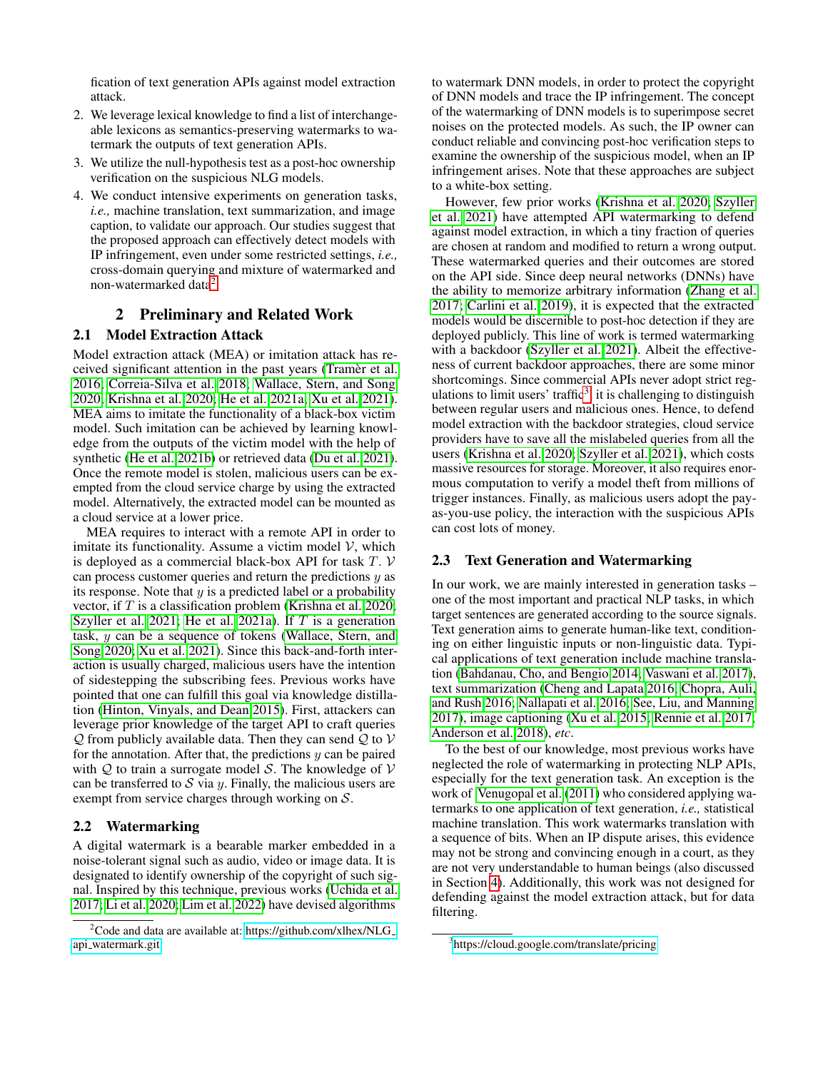fication of text generation APIs against model extraction attack.

2. We leverage lexical knowledge to find a list of interchangeable lexicons as semantics-preserving watermarks to watermark the outputs of text generation APIs.
3. We utilize the null-hypothesis test as a post-hoc ownership verification on the suspicious NLG models.
4. We conduct intensive experiments on generation tasks, *i.e.,* machine translation, text summarization, and image caption, to validate our approach. Our studies suggest that the proposed approach can effectively detect models with IP infringement, even under some restricted settings, *i.e.,* cross-domain querying and mixture of watermarked and non-watermarked data[2].

## 2 Preliminary and Related Work

### 2.1 Model Extraction Attack

Model extraction attack (MEA) or imitation attack has received significant attention in the past years (Tramèr et al. 2016; Correia-Silva et al. 2018; Wallace, Stern, and Song 2020; Krishna et al. 2020; He et al. 2021a; Xu et al. 2021). MEA aims to imitate the functionality of a black-box victim model. Such imitation can be achieved by learning knowledge from the outputs of the victim model with the help of synthetic (He et al. 2021b) or retrieved data (Du et al. 2021). Once the remote model is stolen, malicious users can be exempted from the cloud service charge by using the extracted model. Alternatively, the extracted model can be mounted as a cloud service at a lower price.

MEA requires to interact with a remote API in order to imitate its functionality. Assume a victim model $\mathcal{V}$, which is deployed as a commercial black-box API for task $T$. $\mathcal{V}$ can process customer queries and return the predictions $y$ as its response. Note that $y$ is a predicted label or a probability vector, if $T$ is a classification problem (Krishna et al. 2020; Szyller et al. 2021; He et al. 2021a). If $T$ is a generation task, $y$ can be a sequence of tokens (Wallace, Stern, and Song 2020; Xu et al. 2021). Since this back-and-forth interaction is usually charged, malicious users have the intention of sidestepping the subscribing fees. Previous works have pointed that one can fulfill this goal via knowledge distillation (Hinton, Vinyals, and Dean 2015). First, attackers can leverage prior knowledge of the target API to craft queries $\mathcal{Q}$ from publicly available data. Then they can send $\mathcal{Q}$ to $\mathcal{V}$ for the annotation. After that, the predictions $y$ can be paired with $\mathcal{Q}$ to train a surrogate model $\mathcal{S}$. The knowledge of $\mathcal{V}$ can be transferred to $\mathcal{S}$ via $y$. Finally, the malicious users are exempt from service charges through working on $\mathcal{S}$.

### 2.2 Watermarking

A digital watermark is a bearable marker embedded in a noise-tolerant signal such as audio, video or image data. It is designated to identify ownership of the copyright of such signal. Inspired by this technique, previous works (Uchida et al. 2017; Li et al. 2020; Lim et al. 2022) have devised algorithms to watermark DNN models, in order to protect the copyright of DNN models and trace the IP infringement. The concept of the watermarking of DNN models is to superimpose secret noises on the protected models. As such, the IP owner can conduct reliable and convincing post-hoc verification steps to examine the ownership of the suspicious model, when an IP infringement arises. Note that these approaches are subject to a white-box setting.

However, few prior works (Krishna et al. 2020; Szyller et al. 2021) have attempted API watermarking to defend against model extraction, in which a tiny fraction of queries are chosen at random and modified to return a wrong output. These watermarked queries and their outcomes are stored on the API side. Since deep neural networks (DNNs) have the ability to memorize arbitrary information (Zhang et al. 2017; Carlini et al. 2019), it is expected that the extracted models would be discernible to post-hoc detection if they are deployed publicly. This line of work is termed watermarking with a backdoor (Szyller et al. 2021). Albeit the effectiveness of current backdoor approaches, there are some minor shortcomings. Since commercial APIs never adopt strict regulations to limit users' traffic[3], it is challenging to distinguish between regular users and malicious ones. Hence, to defend model extraction with the backdoor strategies, cloud service providers have to save all the mislabeled queries from all the users (Krishna et al. 2020; Szyller et al. 2021), which costs massive resources for storage. Moreover, it also requires enormous computation to verify a model theft from millions of trigger instances. Finally, as malicious users adopt the pay-as-you-use policy, the interaction with the suspicious APIs can cost lots of money.

### 2.3 Text Generation and Watermarking

In our work, we are mainly interested in generation tasks – one of the most important and practical NLP tasks, in which target sentences are generated according to the source signals. Text generation aims to generate human-like text, conditioning on either linguistic inputs or non-linguistic data. Typical applications of text generation include machine translation (Bahdanau, Cho, and Bengio 2014; Vaswani et al. 2017), text summarization (Cheng and Lapata 2016; Chopra, Auli, and Rush 2016; Nallapati et al. 2016; See, Liu, and Manning 2017), image captioning (Xu et al. 2015; Rennie et al. 2017; Anderson et al. 2018), *etc*.

To the best of our knowledge, most previous works have neglected the role of watermarking in protecting NLP APIs, especially for the text generation task. An exception is the work of Venugopal et al. (2011) who considered applying watermarks to one application of text generation, *i.e.,* statistical machine translation. This work watermarks translation with a sequence of bits. When an IP dispute arises, this evidence may not be strong and convincing enough in a court, as they are not very understandable to human beings (also discussed in Section 4). Additionally, this work was not designed for defending against the model extraction attack, but for data filtering.

[2] Code and data are available at: https://github.com/xlhex/NLG_api_watermark.git

[3] https://cloud.google.com/translate/pricing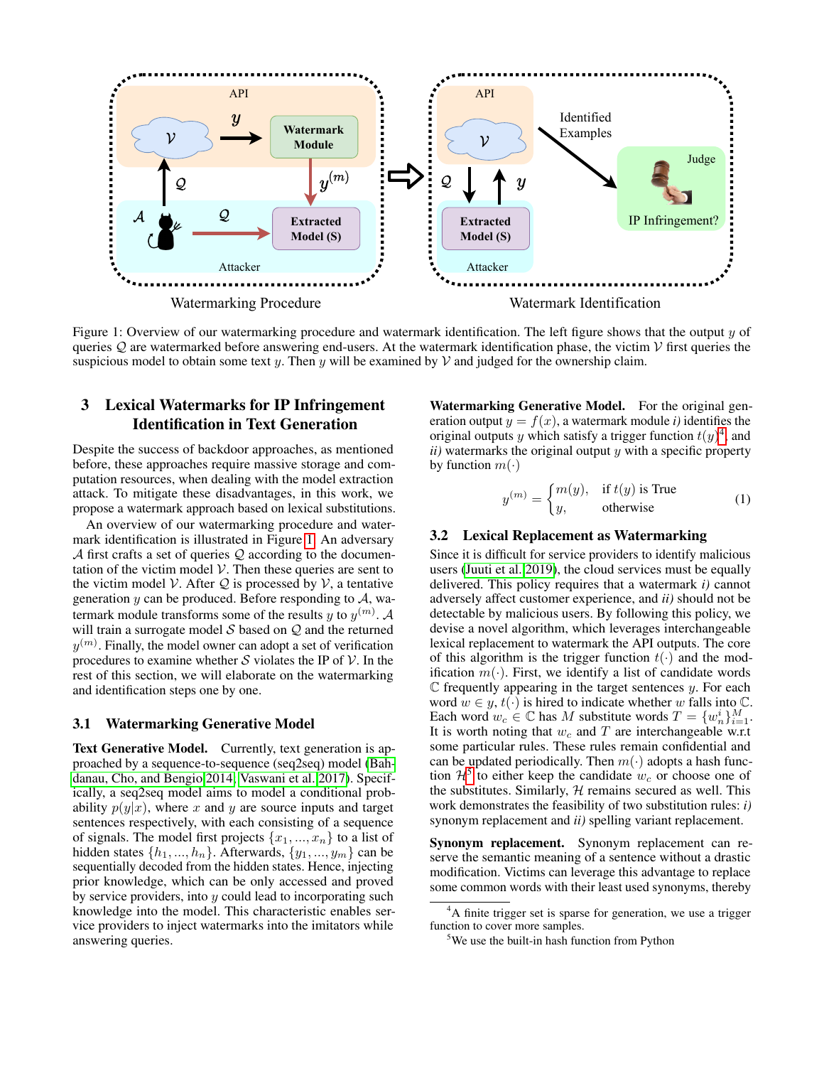Figure 1: Overview of our watermarking procedure and watermark identification. The left figure shows that the output $y$ of queries $\mathcal{Q}$ are watermarked before answering end-users. At the watermark identification phase, the victim $\mathcal{V}$ first queries the suspicious model to obtain some text $y$. Then $y$ will be examined by $\mathcal{V}$ and judged for the ownership claim.

## 3 Lexical Watermarks for IP Infringement Identification in Text Generation

Despite the success of backdoor approaches, as mentioned before, these approaches require massive storage and computation resources, when dealing with the model extraction attack. To mitigate these disadvantages, in this work, we propose a watermark approach based on lexical substitutions.

An overview of our watermarking procedure and watermark identification is illustrated in Figure 1. An adversary $\mathcal{A}$ first crafts a set of queries $\mathcal{Q}$ according to the documentation of the victim model $\mathcal{V}$. Then these queries are sent to the victim model $\mathcal{V}$. After $\mathcal{Q}$ is processed by $\mathcal{V}$, a tentative generation $y$ can be produced. Before responding to $\mathcal{A}$, watermark module transforms some of the results $y$ to $y^{(m)}$. $\mathcal{A}$ will train a surrogate model $\mathcal{S}$ based on $\mathcal{Q}$ and the returned $y^{(m)}$. Finally, the model owner can adopt a set of verification procedures to examine whether $\mathcal{S}$ violates the IP of $\mathcal{V}$. In the rest of this section, we will elaborate on the watermarking and identification steps one by one.

### 3.1 Watermarking Generative Model

**Text Generative Model.** Currently, text generation is approached by a sequence-to-sequence (seq2seq) model (Bahdanau, Cho, and Bengio 2014; Vaswani et al. 2017). Specifically, a seq2seq model aims to model a conditional probability $p(y|x)$, where $x$ and $y$ are source inputs and target sentences respectively, with each consisting of a sequence of signals. The model first projects $\{x_1, ..., x_n\}$ to a list of hidden states $\{h_1, ..., h_n\}$. Afterwards, $\{y_1, ..., y_m\}$ can be sequentially decoded from the hidden states. Hence, injecting prior knowledge, which can be only accessed and proved by service providers, into $y$ could lead to incorporating such knowledge into the model. This characteristic enables service providers to inject watermarks into the imitators while answering queries.

**Watermarking Generative Model.** For the original generation output $y = f(x)$, a watermark module *i)* identifies the original outputs $y$ which satisfy a trigger function $t(y)$[4], and *ii)* watermarks the original output $y$ with a specific property by function $m(\cdot)$

$$y^{(m)} = \begin{cases} m(y), & \text{if } t(y) \text{ is True} \\ y, & \text{otherwise} \end{cases} \tag{1}$$

### 3.2 Lexical Replacement as Watermarking

Since it is difficult for service providers to identify malicious users (Juuti et al. 2019), the cloud services must be equally delivered. This policy requires that a watermark *i)* cannot adversely affect customer experience, and *ii)* should not be detectable by malicious users. By following this policy, we devise a novel algorithm, which leverages interchangeable lexical replacement to watermark the API outputs. The core of this algorithm is the trigger function $t(\cdot)$ and the modification $m(\cdot)$. First, we identify a list of candidate words $\mathbb{C}$ frequently appearing in the target sentences $y$. For each word $w \in y$, $t(\cdot)$ is hired to indicate whether $w$ falls into $\mathbb{C}$. Each word $w_c \in \mathbb{C}$ has $M$ substitute words $T = \{w_n^i\}_{i=1}^{M}$. It is worth noting that $w_c$ and $T$ are interchangeable w.r.t some particular rules. These rules remain confidential and can be updated periodically. Then $m(\cdot)$ adopts a hash function $\mathcal{H}$[5] to either keep the candidate $w_c$ or choose one of the substitutes. Similarly, $\mathcal{H}$ remains secured as well. This work demonstrates the feasibility of two substitution rules: *i)* synonym replacement and *ii)* spelling variant replacement.

**Synonym replacement.** Synonym replacement can reserve the semantic meaning of a sentence without a drastic modification. Victims can leverage this advantage to replace some common words with their least used synonyms, thereby

[4] A finite trigger set is sparse for generation, we use a trigger function to cover more samples.

[5] We use the built-in hash function from Python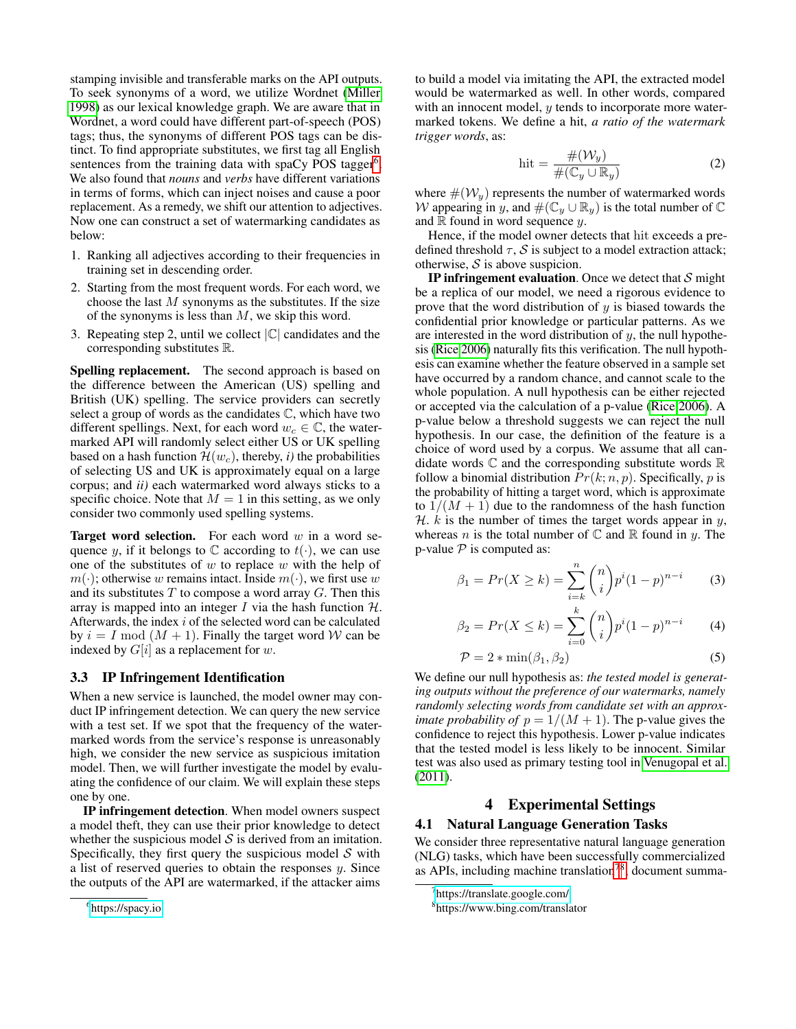stamping invisible and transferable marks on the API outputs. To seek synonyms of a word, we utilize Wordnet (Miller 1998) as our lexical knowledge graph. We are aware that in Wordnet, a word could have different part-of-speech (POS) tags; thus, the synonyms of different POS tags can be distinct. To find appropriate substitutes, we first tag all English sentences from the training data with spaCy POS tagger[6]. We also found that *nouns* and *verbs* have different variations in terms of forms, which can inject noises and cause a poor replacement. As a remedy, we shift our attention to adjectives. Now one can construct a set of watermarking candidates as below:

1. Ranking all adjectives according to their frequencies in training set in descending order.
2. Starting from the most frequent words. For each word, we choose the last $M$ synonyms as the substitutes. If the size of the synonyms is less than $M$, we skip this word.
3. Repeating step 2, until we collect $|\mathbb{C}|$ candidates and the corresponding substitutes $\mathbb{R}$.

**Spelling replacement.** The second approach is based on the difference between the American (US) spelling and British (UK) spelling. The service providers can secretly select a group of words as the candidates $\mathbb{C}$, which have two different spellings. Next, for each word $w_c \in \mathbb{C}$, the watermarked API will randomly select either US or UK spelling based on a hash function $\mathcal{H}(w_c)$, thereby, *i)* the probabilities of selecting US and UK is approximately equal on a large corpus; and *ii)* each watermarked word always sticks to a specific choice. Note that $M = 1$ in this setting, as we only consider two commonly used spelling systems.

**Target word selection.** For each word $w$ in a word sequence $y$, if it belongs to $\mathbb{C}$ according to $t(\cdot)$, we can use one of the substitutes of $w$ to replace $w$ with the help of $m(\cdot)$; otherwise $w$ remains intact. Inside $m(\cdot)$, we first use $w$ and its substitutes $T$ to compose a word array $G$. Then this array is mapped into an integer $I$ via the hash function $\mathcal{H}$. Afterwards, the index $i$ of the selected word can be calculated by $i = I \bmod (M+1)$. Finally the target word $\mathcal{W}$ can be indexed by $G[i]$ as a replacement for $w$.

### 3.3 IP Infringement Identification

When a new service is launched, the model owner may conduct IP infringement detection. We can query the new service with a test set. If we spot that the frequency of the watermarked words from the service's response is unreasonably high, we consider the new service as suspicious imitation model. Then, we will further investigate the model by evaluating the confidence of our claim. We will explain these steps one by one.

**IP infringement detection**. When model owners suspect a model theft, they can use their prior knowledge to detect whether the suspicious model $\mathcal{S}$ is derived from an imitation. Specifically, they first query the suspicious model $\mathcal{S}$ with a list of reserved queries to obtain the responses $y$. Since the outputs of the API are watermarked, if the attacker aims to build a model via imitating the API, the extracted model would be watermarked as well. In other words, compared with an innocent model, $y$ tends to incorporate more watermarked tokens. We define a hit, *a ratio of the watermark trigger words*, as:

$$\text{hit} = \frac{\#(\mathcal{W}_y)}{\#(\mathbb{C}_y \cup \mathbb{R}_y)} \tag{2}$$

where $\#(\mathcal{W}_y)$ represents the number of watermarked words $\mathcal{W}$ appearing in $y$, and $\#(\mathbb{C}_y \cup \mathbb{R}_y)$ is the total number of $\mathbb{C}$ and $\mathbb{R}$ found in word sequence $y$.

Hence, if the model owner detects that hit exceeds a predefined threshold $\tau$, $\mathcal{S}$ is subject to a model extraction attack; otherwise, $\mathcal{S}$ is above suspicion.

**IP infringement evaluation**. Once we detect that $\mathcal{S}$ might be a replica of our model, we need a rigorous evidence to prove that the word distribution of $y$ is biased towards the confidential prior knowledge or particular patterns. As we are interested in the word distribution of $y$, the null hypothesis (Rice 2006) naturally fits this verification. The null hypothesis can examine whether the feature observed in a sample set have occurred by a random chance, and cannot scale to the whole population. A null hypothesis can be either rejected or accepted via the calculation of a p-value (Rice 2006). A p-value below a threshold suggests we can reject the null hypothesis. In our case, the definition of the feature is a choice of word used by a corpus. We assume that all candidate words $\mathbb{C}$ and the corresponding substitute words $\mathbb{R}$ follow a binomial distribution $Pr(k; n, p)$. Specifically, $p$ is the probability of hitting a target word, which is approximate to $1/(M+1)$ due to the randomness of the hash function $\mathcal{H}$. $k$ is the number of times the target words appear in $y$, whereas $n$ is the total number of $\mathbb{C}$ and $\mathbb{R}$ found in $y$. The p-value $\mathcal{P}$ is computed as:

$$\beta_1 = Pr(X \geq k) = \sum_{i=k}^{n} \binom{n}{i} p^i (1-p)^{n-i} \tag{3}$$

$$\beta_2 = Pr(X \leq k) = \sum_{i=0}^{k} \binom{n}{i} p^i (1-p)^{n-i} \tag{4}$$

$$\mathcal{P} = 2 * \min(\beta_1, \beta_2) \tag{5}$$

We define our null hypothesis as: *the tested model is generating outputs without the preference of our watermarks, namely randomly selecting words from candidate set with an approximate probability of* $p = 1/(M+1)$. The p-value gives the confidence to reject this hypothesis. Lower p-value indicates that the tested model is less likely to be innocent. Similar test was also used as primary testing tool in Venugopal et al. (2011).

## 4 Experimental Settings

### 4.1 Natural Language Generation Tasks

We consider three representative natural language generation (NLG) tasks, which have been successfully commercialized as APIs, including machine translation[7,8], document summa-

[6] https://spacy.io

[7] https://translate.google.com/

[8] https://www.bing.com/translator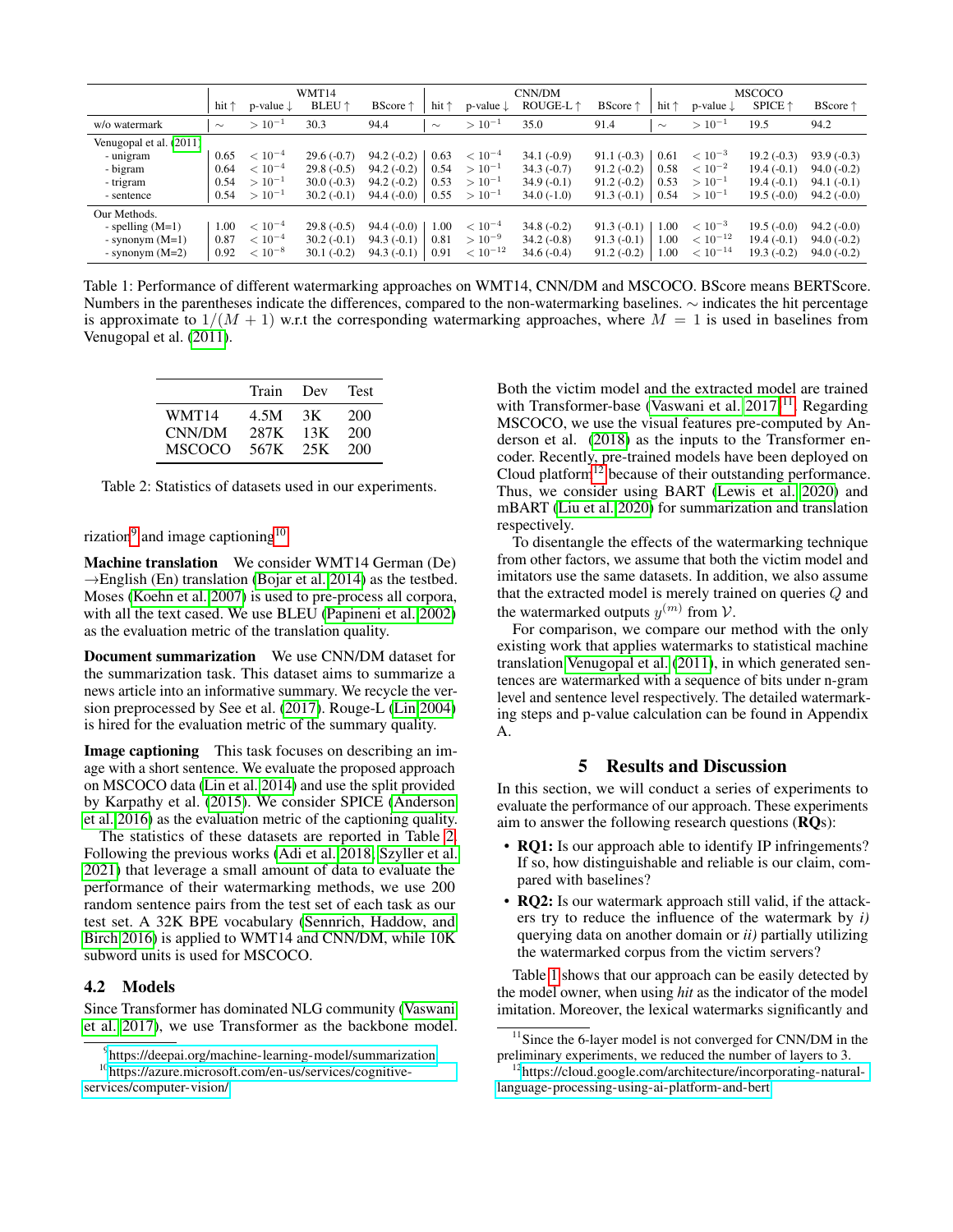| | WMT14 | | | | CNN/DM | | | | MSCOCO | | | |
|---|---|---|---|---|---|---|---|---|---|---|---|---|
| | hit ↑ | p-value ↓ | BLEU ↑ | BScore ↑ | hit ↑ | p-value ↓ | ROUGE-L ↑ | BScore ↑ | hit ↑ | p-value ↓ | SPICE ↑ | BScore ↑ |
| w/o watermark | $\sim$ | $> 10^{-1}$ | 30.3 | 94.4 | $\sim$ | $> 10^{-1}$ | 35.0 | 91.4 | $\sim$ | $> 10^{-1}$ | 19.5 | 94.2 |
| Venugopal et al. (2011) | | | | | | | | | | | | |
| - unigram | 0.65 | $< 10^{-4}$ | 29.6 (-0.7) | 94.2 (-0.2) | 0.63 | $< 10^{-4}$ | 34.1 (-0.9) | 91.1 (-0.3) | 0.61 | $< 10^{-3}$ | 19.2 (-0.3) | 93.9 (-0.3) |
| - bigram | 0.64 | $< 10^{-4}$ | 29.8 (-0.5) | 94.2 (-0.2) | 0.54 | $> 10^{-1}$ | 34.3 (-0.7) | 91.2 (-0.2) | 0.58 | $< 10^{-2}$ | 19.4 (-0.1) | 94.0 (-0.2) |
| - trigram | 0.54 | $> 10^{-1}$ | 30.0 (-0.3) | 94.2 (-0.2) | 0.53 | $> 10^{-1}$ | 34.9 (-0.1) | 91.2 (-0.2) | 0.53 | $> 10^{-1}$ | 19.4 (-0.1) | 94.1 (-0.1) |
| - sentence | 0.54 | $> 10^{-1}$ | 30.2 (-0.1) | 94.4 (-0.0) | 0.55 | $> 10^{-1}$ | 34.0 (-1.0) | 91.3 (-0.1) | 0.54 | $> 10^{-1}$ | 19.5 (-0.0) | 94.2 (-0.0) |
| Our Methods. | | | | | | | | | | | | |
| - spelling (M=1) | 1.00 | $< 10^{-4}$ | 29.8 (-0.5) | 94.4 (-0.0) | 1.00 | $< 10^{-4}$ | 34.8 (-0.2) | 91.3 (-0.1) | 1.00 | $< 10^{-3}$ | 19.5 (-0.0) | 94.2 (-0.0) |
| - synonym (M=1) | 0.87 | $< 10^{-4}$ | 30.2 (-0.1) | 94.3 (-0.1) | 0.81 | $> 10^{-9}$ | 34.2 (-0.8) | 91.3 (-0.1) | 1.00 | $< 10^{-12}$ | 19.4 (-0.1) | 94.0 (-0.2) |
| - synonym (M=2) | 0.92 | $< 10^{-8}$ | 30.1 (-0.2) | 94.3 (-0.1) | 0.91 | $< 10^{-12}$ | 34.6 (-0.4) | 91.2 (-0.2) | 1.00 | $< 10^{-14}$ | 19.3 (-0.2) | 94.0 (-0.2) |

Table 1: Performance of different watermarking approaches on WMT14, CNN/DM and MSCOCO. BScore means BERTScore. Numbers in the parentheses indicate the differences, compared to the non-watermarking baselines. $\sim$ indicates the hit percentage is approximate to $1/(M+1)$ w.r.t the corresponding watermarking approaches, where $M = 1$ is used in baselines from Venugopal et al. (2011).

| | Train | Dev | Test |
|---|---|---|---|
| WMT14 | 4.5M | 3K | 200 |
| CNN/DM | 287K | 13K | 200 |
| MSCOCO | 567K | 25K | 200 |

Table 2: Statistics of datasets used in our experiments.

rization[9] and image captioning[10].

**Machine translation** We consider WMT14 German (De) →English (En) translation (Bojar et al. 2014) as the testbed. Moses (Koehn et al. 2007) is used to pre-process all corpora, with all the text cased. We use BLEU (Papineni et al. 2002) as the evaluation metric of the translation quality.

**Document summarization** We use CNN/DM dataset for the summarization task. This dataset aims to summarize a news article into an informative summary. We recycle the version preprocessed by See et al. (2017). Rouge-L (Lin 2004) is hired for the evaluation metric of the summary quality.

**Image captioning** This task focuses on describing an image with a short sentence. We evaluate the proposed approach on MSCOCO data (Lin et al. 2014) and use the split provided by Karpathy et al. (2015). We consider SPICE (Anderson et al. 2016) as the evaluation metric of the captioning quality.

The statistics of these datasets are reported in Table 2. Following the previous works (Adi et al. 2018; Szyller et al. 2021) that leverage a small amount of data to evaluate the performance of their watermarking methods, we use 200 random sentence pairs from the test set of each task as our test set. A 32K BPE vocabulary (Sennrich, Haddow, and Birch 2016) is applied to WMT14 and CNN/DM, while 10K subword units is used for MSCOCO.

## 4.2 Models

Since Transformer has dominated NLG community (Vaswani et al. 2017), we use Transformer as the backbone model. Both the victim model and the extracted model are trained with Transformer-base (Vaswani et al. 2017)[11]. Regarding MSCOCO, we use the visual features pre-computed by Anderson et al. (2018) as the inputs to the Transformer encoder. Recently, pre-trained models have been deployed on Cloud platform[12] because of their outstanding performance. Thus, we consider using BART (Lewis et al. 2020) and mBART (Liu et al. 2020) for summarization and translation respectively.

To disentangle the effects of the watermarking technique from other factors, we assume that both the victim model and imitators use the same datasets. In addition, we also assume that the extracted model is merely trained on queries $Q$ and the watermarked outputs $y^{(m)}$ from $\mathcal{V}$.

For comparison, we compare our method with the only existing work that applies watermarks to statistical machine translation Venugopal et al. (2011), in which generated sentences are watermarked with a sequence of bits under n-gram level and sentence level respectively. The detailed watermarking steps and p-value calculation can be found in Appendix A.

# 5 Results and Discussion

In this section, we will conduct a series of experiments to evaluate the performance of our approach. These experiments aim to answer the following research questions (**RQ**s):

- **RQ1:** Is our approach able to identify IP infringements? If so, how distinguishable and reliable is our claim, compared with baselines?
- **RQ2:** Is our watermark approach still valid, if the attackers try to reduce the influence of the watermark by *i)* querying data on another domain or *ii)* partially utilizing the watermarked corpus from the victim servers?

Table 1 shows that our approach can be easily detected by the model owner, when using *hit* as the indicator of the model imitation. Moreover, the lexical watermarks significantly and

[9] https://deepai.org/machine-learning-model/summarization

[10] https://azure.microsoft.com/en-us/services/cognitive-services/computer-vision/

[11] Since the 6-layer model is not converged for CNN/DM in the preliminary experiments, we reduced the number of layers to 3.

[12] https://cloud.google.com/architecture/incorporating-natural-language-processing-using-ai-platform-and-bert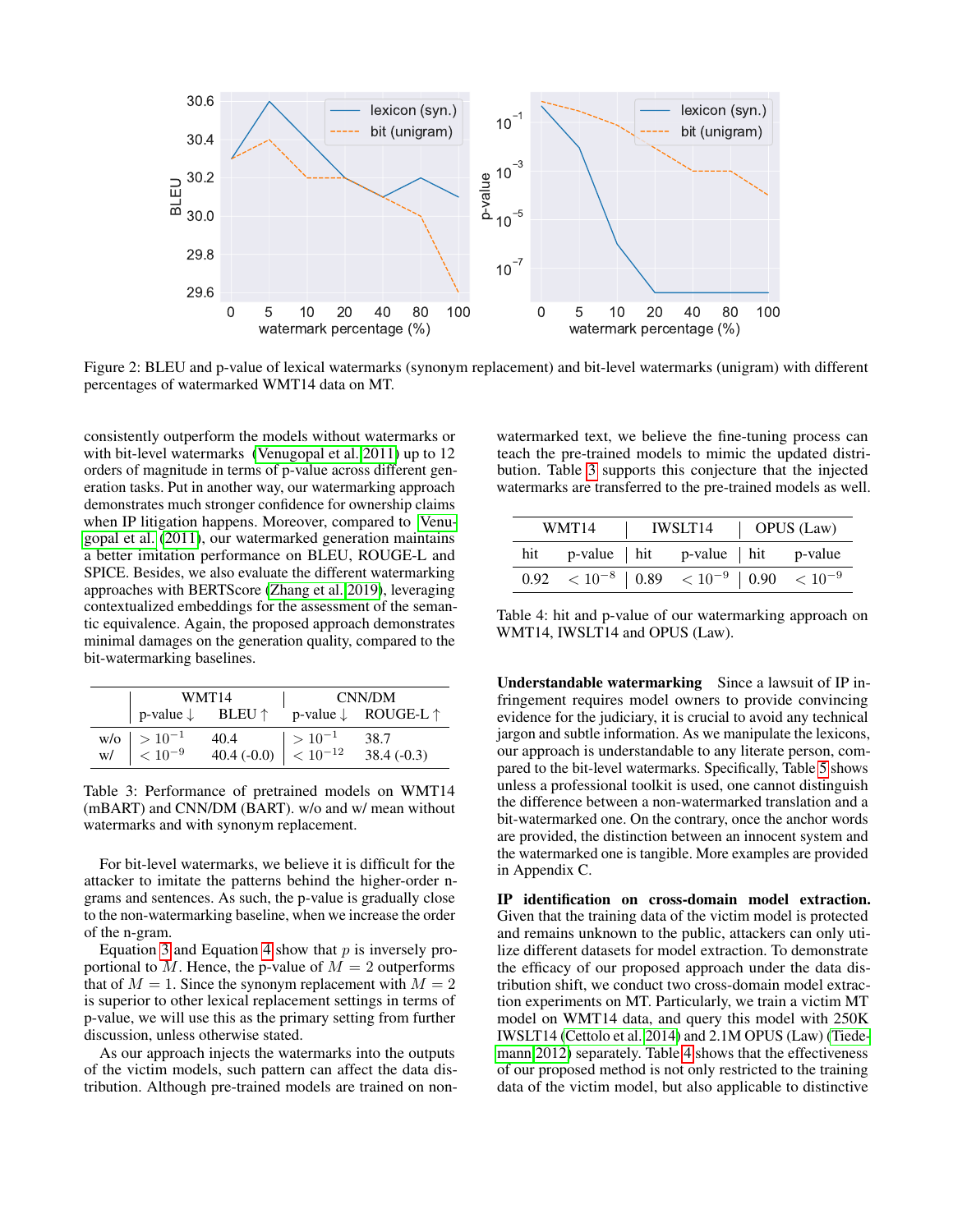Figure 2: BLEU and p-value of lexical watermarks (synonym replacement) and bit-level watermarks (unigram) with different percentages of watermarked WMT14 data on MT.

consistently outperform the models without watermarks or with bit-level watermarks (Venugopal et al. 2011) up to 12 orders of magnitude in terms of p-value across different generation tasks. Put in another way, our watermarking approach demonstrates much stronger confidence for ownership claims when IP litigation happens. Moreover, compared to Venugopal et al. (2011), our watermarked generation maintains a better imitation performance on BLEU, ROUGE-L and SPICE. Besides, we also evaluate the different watermarking approaches with BERTScore (Zhang et al. 2019), leveraging contextualized embeddings for the assessment of the semantic equivalence. Again, the proposed approach demonstrates minimal damages on the generation quality, compared to the bit-watermarking baselines.

| | WMT14 | | CNN/DM | |
|---|---|---|---|---|
| | p-value ↓ | BLEU ↑ | p-value ↓ | ROUGE-L ↑ |
| w/o | $> 10^{-1}$ | 40.4 | $> 10^{-1}$ | 38.7 |
| w/ | $< 10^{-9}$ | 40.4 (-0.0) | $< 10^{-12}$ | 38.4 (-0.3) |

Table 3: Performance of pretrained models on WMT14 (mBART) and CNN/DM (BART). w/o and w/ mean without watermarks and with synonym replacement.

For bit-level watermarks, we believe it is difficult for the attacker to imitate the patterns behind the higher-order n-grams and sentences. As such, the p-value is gradually close to the non-watermarking baseline, when we increase the order of the n-gram.

Equation 3 and Equation 4 show that $p$ is inversely proportional to $M$. Hence, the p-value of $M = 2$ outperforms that of $M = 1$. Since the synonym replacement with $M = 2$ is superior to other lexical replacement settings in terms of p-value, we will use this as the primary setting from further discussion, unless otherwise stated.

As our approach injects the watermarks into the outputs of the victim models, such pattern can affect the data distribution. Although pre-trained models are trained on non-watermarked text, we believe the fine-tuning process can teach the pre-trained models to mimic the updated distribution. Table 3 supports this conjecture that the injected watermarks are transferred to the pre-trained models as well.

| WMT14 | | IWSLT14 | | OPUS (Law) | |
|---|---|---|---|---|---|
| hit | p-value | hit | p-value | hit | p-value |
| 0.92 | $< 10^{-8}$ | 0.89 | $< 10^{-9}$ | 0.90 | $< 10^{-9}$ |

Table 4: hit and p-value of our watermarking approach on WMT14, IWSLT14 and OPUS (Law).

**Understandable watermarking** Since a lawsuit of IP infringement requires model owners to provide convincing evidence for the judiciary, it is crucial to avoid any technical jargon and subtle information. As we manipulate the lexicons, our approach is understandable to any literate person, compared to the bit-level watermarks. Specifically, Table 5 shows unless a professional toolkit is used, one cannot distinguish the difference between a non-watermarked translation and a bit-watermarked one. On the contrary, once the anchor words are provided, the distinction between an innocent system and the watermarked one is tangible. More examples are provided in Appendix C.

**IP identification on cross-domain model extraction.** Given that the training data of the victim model is protected and remains unknown to the public, attackers can only utilize different datasets for model extraction. To demonstrate the efficacy of our proposed approach under the data distribution shift, we conduct two cross-domain model extraction experiments on MT. Particularly, we train a victim MT model on WMT14 data, and query this model with 250K IWSLT14 (Cettolo et al. 2014) and 2.1M OPUS (Law) (Tiedemann 2012) separately. Table 4 shows that the effectiveness of our proposed method is not only restricted to the training data of the victim model, but also applicable to distinctive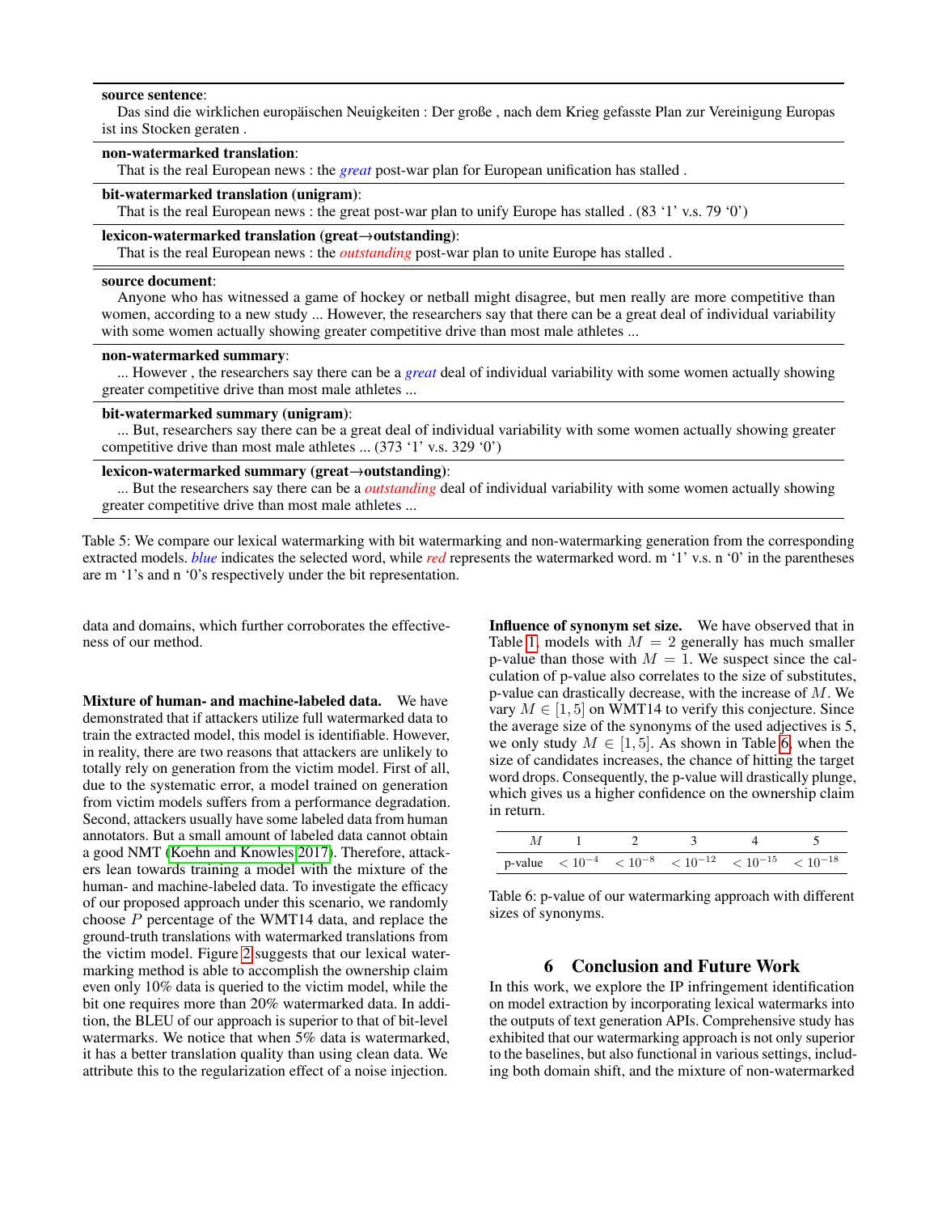**source sentence**:
Das sind die wirklichen europäischen Neuigkeiten : Der große , nach dem Krieg gefasste Plan zur Vereinigung Europas ist ins Stocken geraten .

**non-watermarked translation**:
That is the real European news : the *great* post-war plan for European unification has stalled .

**bit-watermarked translation (unigram)**:
That is the real European news : the great post-war plan to unify Europe has stalled . (83 '1' v.s. 79 '0')

**lexicon-watermarked translation (great→outstanding)**:
That is the real European news : the *outstanding* post-war plan to unite Europe has stalled .

**source document**:
Anyone who has witnessed a game of hockey or netball might disagree, but men really are more competitive than women, according to a new study ... However, the researchers say that there can be a great deal of individual variability with some women actually showing greater competitive drive than most male athletes ...

**non-watermarked summary**:
... However , the researchers say there can be a *great* deal of individual variability with some women actually showing greater competitive drive than most male athletes ...

**bit-watermarked summary (unigram)**:
... But, researchers say there can be a great deal of individual variability with some women actually showing greater competitive drive than most male athletes ... (373 '1' v.s. 329 '0')

**lexicon-watermarked summary (great→outstanding)**:
... But the researchers say there can be a *outstanding* deal of individual variability with some women actually showing greater competitive drive than most male athletes ...

Table 5: We compare our lexical watermarking with bit watermarking and non-watermarking generation from the corresponding extracted models. *blue* indicates the selected word, while *red* represents the watermarked word. m '1' v.s. n '0' in the parentheses are m '1's and n '0's respectively under the bit representation.

data and domains, which further corroborates the effectiveness of our method.

**Mixture of human- and machine-labeled data.** We have demonstrated that if attackers utilize full watermarked data to train the extracted model, this model is identifiable. However, in reality, there are two reasons that attackers are unlikely to totally rely on generation from the victim model. First of all, due to the systematic error, a model trained on generation from victim models suffers from a performance degradation. Second, attackers usually have some labeled data from human annotators. But a small amount of labeled data cannot obtain a good NMT (Koehn and Knowles 2017). Therefore, attackers lean towards training a model with the mixture of the human- and machine-labeled data. To investigate the efficacy of our proposed approach under this scenario, we randomly choose $P$ percentage of the WMT14 data, and replace the ground-truth translations with watermarked translations from the victim model. Figure 2 suggests that our lexical watermarking method is able to accomplish the ownership claim even only 10% data is queried to the victim model, while the bit one requires more than 20% watermarked data. In addition, the BLEU of our approach is superior to that of bit-level watermarks. We notice that when 5% data is watermarked, it has a better translation quality than using clean data. We attribute this to the regularization effect of a noise injection.

**Influence of synonym set size.** We have observed that in Table 1, models with $M = 2$ generally has much smaller p-value than those with $M = 1$. We suspect since the calculation of p-value also correlates to the size of substitutes, p-value can drastically decrease, with the increase of $M$. We vary $M \in [1, 5]$ on WMT14 to verify this conjecture. Since the average size of the synonyms of the used adjectives is 5, we only study $M \in [1, 5]$. As shown in Table 6, when the size of candidates increases, the chance of hitting the target word drops. Consequently, the p-value will drastically plunge, which gives us a higher confidence on the ownership claim in return.

| $M$ | 1 | 2 | 3 | 4 | 5 |
|---|---|---|---|---|---|
| p-value | $< 10^{-4}$ | $< 10^{-8}$ | $< 10^{-12}$ | $< 10^{-15}$ | $< 10^{-18}$ |

Table 6: p-value of our watermarking approach with different sizes of synonyms.

## 6 Conclusion and Future Work

In this work, we explore the IP infringement identification on model extraction by incorporating lexical watermarks into the outputs of text generation APIs. Comprehensive study has exhibited that our watermarking approach is not only superior to the baselines, but also functional in various settings, including both domain shift, and the mixture of non-watermarked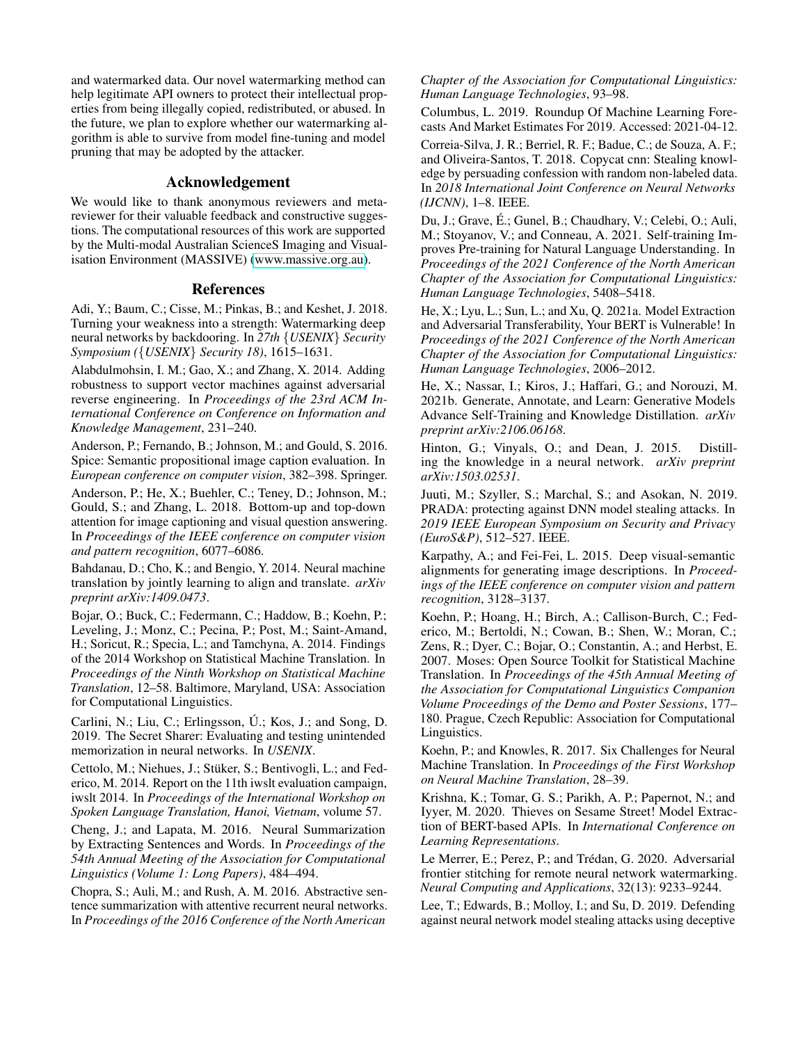and watermarked data. Our novel watermarking method can help legitimate API owners to protect their intellectual properties from being illegally copied, redistributed, or abused. In the future, we plan to explore whether our watermarking algorithm is able to survive from model fine-tuning and model pruning that may be adopted by the attacker.

## Acknowledgement

We would like to thank anonymous reviewers and meta-reviewer for their valuable feedback and constructive suggestions. The computational resources of this work are supported by the Multi-modal Australian ScienceS Imaging and Visualisation Environment (MASSIVE) (www.massive.org.au).

## References

Adi, Y.; Baum, C.; Cisse, M.; Pinkas, B.; and Keshet, J. 2018. Turning your weakness into a strength: Watermarking deep neural networks by backdooring. In *27th {USENIX} Security Symposium ({USENIX} Security 18)*, 1615–1631.

Alabdulmohsin, I. M.; Gao, X.; and Zhang, X. 2014. Adding robustness to support vector machines against adversarial reverse engineering. In *Proceedings of the 23rd ACM International Conference on Conference on Information and Knowledge Management*, 231–240.

Anderson, P.; Fernando, B.; Johnson, M.; and Gould, S. 2016. Spice: Semantic propositional image caption evaluation. In *European conference on computer vision*, 382–398. Springer.

Anderson, P.; He, X.; Buehler, C.; Teney, D.; Johnson, M.; Gould, S.; and Zhang, L. 2018. Bottom-up and top-down attention for image captioning and visual question answering. In *Proceedings of the IEEE conference on computer vision and pattern recognition*, 6077–6086.

Bahdanau, D.; Cho, K.; and Bengio, Y. 2014. Neural machine translation by jointly learning to align and translate. *arXiv preprint arXiv:1409.0473*.

Bojar, O.; Buck, C.; Federmann, C.; Haddow, B.; Koehn, P.; Leveling, J.; Monz, C.; Pecina, P.; Post, M.; Saint-Amand, H.; Soricut, R.; Specia, L.; and Tamchyna, A. 2014. Findings of the 2014 Workshop on Statistical Machine Translation. In *Proceedings of the Ninth Workshop on Statistical Machine Translation*, 12–58. Baltimore, Maryland, USA: Association for Computational Linguistics.

Carlini, N.; Liu, C.; Erlingsson, Ú.; Kos, J.; and Song, D. 2019. The Secret Sharer: Evaluating and testing unintended memorization in neural networks. In *USENIX*.

Cettolo, M.; Niehues, J.; Stüker, S.; Bentivogli, L.; and Federico, M. 2014. Report on the 11th iwslt evaluation campaign, iwslt 2014. In *Proceedings of the International Workshop on Spoken Language Translation, Hanoi, Vietnam*, volume 57.

Cheng, J.; and Lapata, M. 2016. Neural Summarization by Extracting Sentences and Words. In *Proceedings of the 54th Annual Meeting of the Association for Computational Linguistics (Volume 1: Long Papers)*, 484–494.

Chopra, S.; Auli, M.; and Rush, A. M. 2016. Abstractive sentence summarization with attentive recurrent neural networks. In *Proceedings of the 2016 Conference of the North American Chapter of the Association for Computational Linguistics: Human Language Technologies*, 93–98.

Columbus, L. 2019. Roundup Of Machine Learning Forecasts And Market Estimates For 2019. Accessed: 2021-04-12.

Correia-Silva, J. R.; Berriel, R. F.; Badue, C.; de Souza, A. F.; and Oliveira-Santos, T. 2018. Copycat cnn: Stealing knowledge by persuading confession with random non-labeled data. In *2018 International Joint Conference on Neural Networks (IJCNN)*, 1–8. IEEE.

Du, J.; Grave, É.; Gunel, B.; Chaudhary, V.; Celebi, O.; Auli, M.; Stoyanov, V.; and Conneau, A. 2021. Self-training Improves Pre-training for Natural Language Understanding. In *Proceedings of the 2021 Conference of the North American Chapter of the Association for Computational Linguistics: Human Language Technologies*, 5408–5418.

He, X.; Lyu, L.; Sun, L.; and Xu, Q. 2021a. Model Extraction and Adversarial Transferability, Your BERT is Vulnerable! In *Proceedings of the 2021 Conference of the North American Chapter of the Association for Computational Linguistics: Human Language Technologies*, 2006–2012.

He, X.; Nassar, I.; Kiros, J.; Haffari, G.; and Norouzi, M. 2021b. Generate, Annotate, and Learn: Generative Models Advance Self-Training and Knowledge Distillation. *arXiv preprint arXiv:2106.06168*.

Hinton, G.; Vinyals, O.; and Dean, J. 2015. Distilling the knowledge in a neural network. *arXiv preprint arXiv:1503.02531*.

Juuti, M.; Szyller, S.; Marchal, S.; and Asokan, N. 2019. PRADA: protecting against DNN model stealing attacks. In *2019 IEEE European Symposium on Security and Privacy (EuroS&P)*, 512–527. IEEE.

Karpathy, A.; and Fei-Fei, L. 2015. Deep visual-semantic alignments for generating image descriptions. In *Proceedings of the IEEE conference on computer vision and pattern recognition*, 3128–3137.

Koehn, P.; Hoang, H.; Birch, A.; Callison-Burch, C.; Federico, M.; Bertoldi, N.; Cowan, B.; Shen, W.; Moran, C.; Zens, R.; Dyer, C.; Bojar, O.; Constantin, A.; and Herbst, E. 2007. Moses: Open Source Toolkit for Statistical Machine Translation. In *Proceedings of the 45th Annual Meeting of the Association for Computational Linguistics Companion Volume Proceedings of the Demo and Poster Sessions*, 177–180. Prague, Czech Republic: Association for Computational Linguistics.

Koehn, P.; and Knowles, R. 2017. Six Challenges for Neural Machine Translation. In *Proceedings of the First Workshop on Neural Machine Translation*, 28–39.

Krishna, K.; Tomar, G. S.; Parikh, A. P.; Papernot, N.; and Iyyer, M. 2020. Thieves on Sesame Street! Model Extraction of BERT-based APIs. In *International Conference on Learning Representations*.

Le Merrer, E.; Perez, P.; and Trédan, G. 2020. Adversarial frontier stitching for remote neural network watermarking. *Neural Computing and Applications*, 32(13): 9233–9244.

Lee, T.; Edwards, B.; Molloy, I.; and Su, D. 2019. Defending against neural network model stealing attacks using deceptive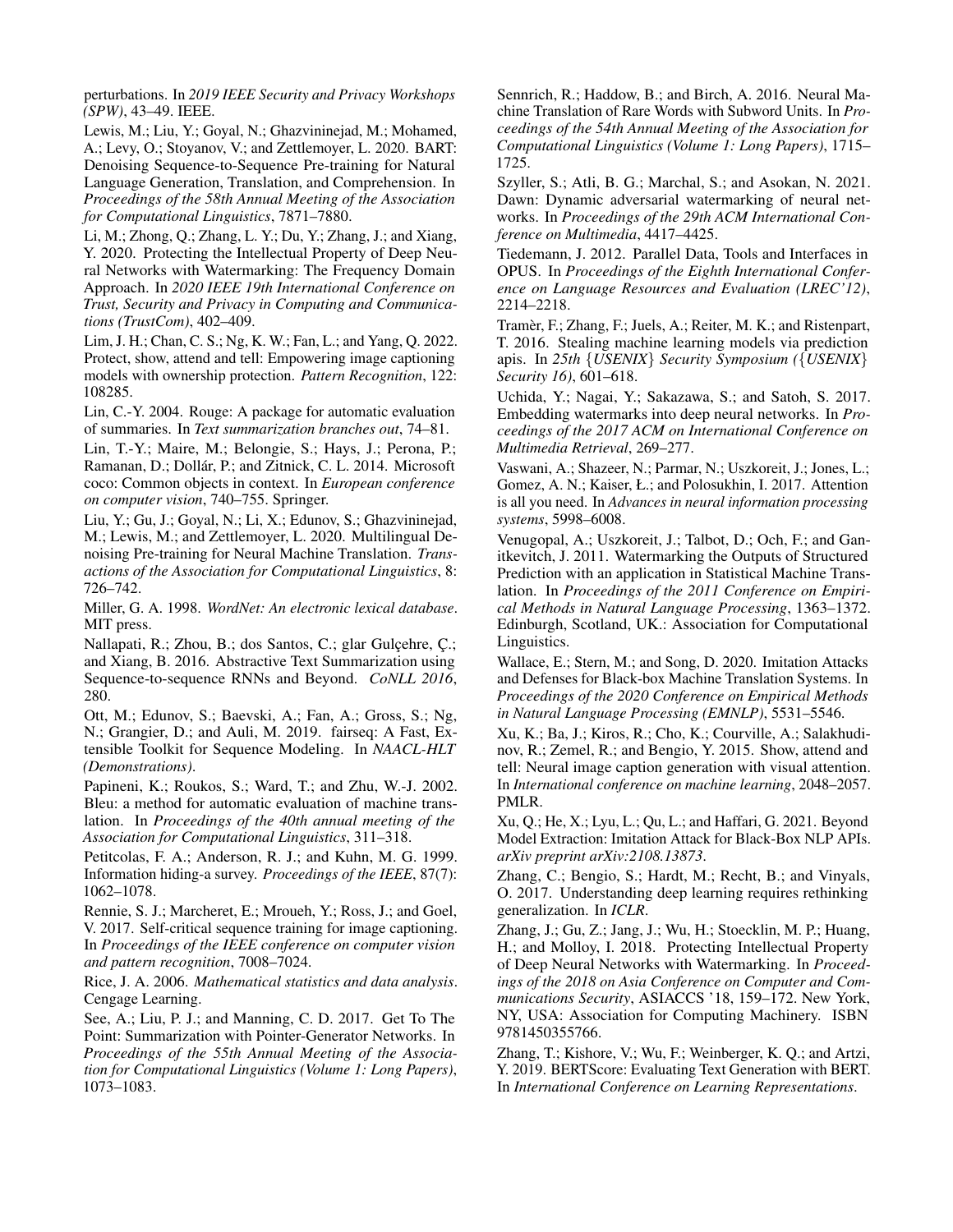perturbations. In *2019 IEEE Security and Privacy Workshops (SPW)*, 43–49. IEEE.

Lewis, M.; Liu, Y.; Goyal, N.; Ghazvininejad, M.; Mohamed, A.; Levy, O.; Stoyanov, V.; and Zettlemoyer, L. 2020. BART: Denoising Sequence-to-Sequence Pre-training for Natural Language Generation, Translation, and Comprehension. In *Proceedings of the 58th Annual Meeting of the Association for Computational Linguistics*, 7871–7880.

Li, M.; Zhong, Q.; Zhang, L. Y.; Du, Y.; Zhang, J.; and Xiang, Y. 2020. Protecting the Intellectual Property of Deep Neural Networks with Watermarking: The Frequency Domain Approach. In *2020 IEEE 19th International Conference on Trust, Security and Privacy in Computing and Communications (TrustCom)*, 402–409.

Lim, J. H.; Chan, C. S.; Ng, K. W.; Fan, L.; and Yang, Q. 2022. Protect, show, attend and tell: Empowering image captioning models with ownership protection. *Pattern Recognition*, 122: 108285.

Lin, C.-Y. 2004. Rouge: A package for automatic evaluation of summaries. In *Text summarization branches out*, 74–81.

Lin, T.-Y.; Maire, M.; Belongie, S.; Hays, J.; Perona, P.; Ramanan, D.; Dollár, P.; and Zitnick, C. L. 2014. Microsoft coco: Common objects in context. In *European conference on computer vision*, 740–755. Springer.

Liu, Y.; Gu, J.; Goyal, N.; Li, X.; Edunov, S.; Ghazvininejad, M.; Lewis, M.; and Zettlemoyer, L. 2020. Multilingual Denoising Pre-training for Neural Machine Translation. *Transactions of the Association for Computational Linguistics*, 8: 726–742.

Miller, G. A. 1998. *WordNet: An electronic lexical database*. MIT press.

Nallapati, R.; Zhou, B.; dos Santos, C.; glar Gulçehre, Ç.; and Xiang, B. 2016. Abstractive Text Summarization using Sequence-to-sequence RNNs and Beyond. *CoNLL 2016*, 280.

Ott, M.; Edunov, S.; Baevski, A.; Fan, A.; Gross, S.; Ng, N.; Grangier, D.; and Auli, M. 2019. fairseq: A Fast, Extensible Toolkit for Sequence Modeling. In *NAACL-HLT (Demonstrations)*.

Papineni, K.; Roukos, S.; Ward, T.; and Zhu, W.-J. 2002. Bleu: a method for automatic evaluation of machine translation. In *Proceedings of the 40th annual meeting of the Association for Computational Linguistics*, 311–318.

Petitcolas, F. A.; Anderson, R. J.; and Kuhn, M. G. 1999. Information hiding-a survey. *Proceedings of the IEEE*, 87(7): 1062–1078.

Rennie, S. J.; Marcheret, E.; Mroueh, Y.; Ross, J.; and Goel, V. 2017. Self-critical sequence training for image captioning. In *Proceedings of the IEEE conference on computer vision and pattern recognition*, 7008–7024.

Rice, J. A. 2006. *Mathematical statistics and data analysis*. Cengage Learning.

See, A.; Liu, P. J.; and Manning, C. D. 2017. Get To The Point: Summarization with Pointer-Generator Networks. In *Proceedings of the 55th Annual Meeting of the Association for Computational Linguistics (Volume 1: Long Papers)*, 1073–1083.

Sennrich, R.; Haddow, B.; and Birch, A. 2016. Neural Machine Translation of Rare Words with Subword Units. In *Proceedings of the 54th Annual Meeting of the Association for Computational Linguistics (Volume 1: Long Papers)*, 1715–1725.

Szyller, S.; Atli, B. G.; Marchal, S.; and Asokan, N. 2021. Dawn: Dynamic adversarial watermarking of neural networks. In *Proceedings of the 29th ACM International Conference on Multimedia*, 4417–4425.

Tiedemann, J. 2012. Parallel Data, Tools and Interfaces in OPUS. In *Proceedings of the Eighth International Conference on Language Resources and Evaluation (LREC'12)*, 2214–2218.

Tramèr, F.; Zhang, F.; Juels, A.; Reiter, M. K.; and Ristenpart, T. 2016. Stealing machine learning models via prediction apis. In *25th {USENIX} Security Symposium ({USENIX} Security 16)*, 601–618.

Uchida, Y.; Nagai, Y.; Sakazawa, S.; and Satoh, S. 2017. Embedding watermarks into deep neural networks. In *Proceedings of the 2017 ACM on International Conference on Multimedia Retrieval*, 269–277.

Vaswani, A.; Shazeer, N.; Parmar, N.; Uszkoreit, J.; Jones, L.; Gomez, A. N.; Kaiser, Ł.; and Polosukhin, I. 2017. Attention is all you need. In *Advances in neural information processing systems*, 5998–6008.

Venugopal, A.; Uszkoreit, J.; Talbot, D.; Och, F.; and Ganitkevitch, J. 2011. Watermarking the Outputs of Structured Prediction with an application in Statistical Machine Translation. In *Proceedings of the 2011 Conference on Empirical Methods in Natural Language Processing*, 1363–1372. Edinburgh, Scotland, UK.: Association for Computational Linguistics.

Wallace, E.; Stern, M.; and Song, D. 2020. Imitation Attacks and Defenses for Black-box Machine Translation Systems. In *Proceedings of the 2020 Conference on Empirical Methods in Natural Language Processing (EMNLP)*, 5531–5546.

Xu, K.; Ba, J.; Kiros, R.; Cho, K.; Courville, A.; Salakhudinov, R.; Zemel, R.; and Bengio, Y. 2015. Show, attend and tell: Neural image caption generation with visual attention. In *International conference on machine learning*, 2048–2057. PMLR.

Xu, Q.; He, X.; Lyu, L.; Qu, L.; and Haffari, G. 2021. Beyond Model Extraction: Imitation Attack for Black-Box NLP APIs. *arXiv preprint arXiv:2108.13873*.

Zhang, C.; Bengio, S.; Hardt, M.; Recht, B.; and Vinyals, O. 2017. Understanding deep learning requires rethinking generalization. In *ICLR*.

Zhang, J.; Gu, Z.; Jang, J.; Wu, H.; Stoecklin, M. P.; Huang, H.; and Molloy, I. 2018. Protecting Intellectual Property of Deep Neural Networks with Watermarking. In *Proceedings of the 2018 on Asia Conference on Computer and Communications Security*, ASIACCS '18, 159–172. New York, NY, USA: Association for Computing Machinery. ISBN 9781450355766.

Zhang, T.; Kishore, V.; Wu, F.; Weinberger, K. Q.; and Artzi, Y. 2019. BERTScore: Evaluating Text Generation with BERT. In *International Conference on Learning Representations*.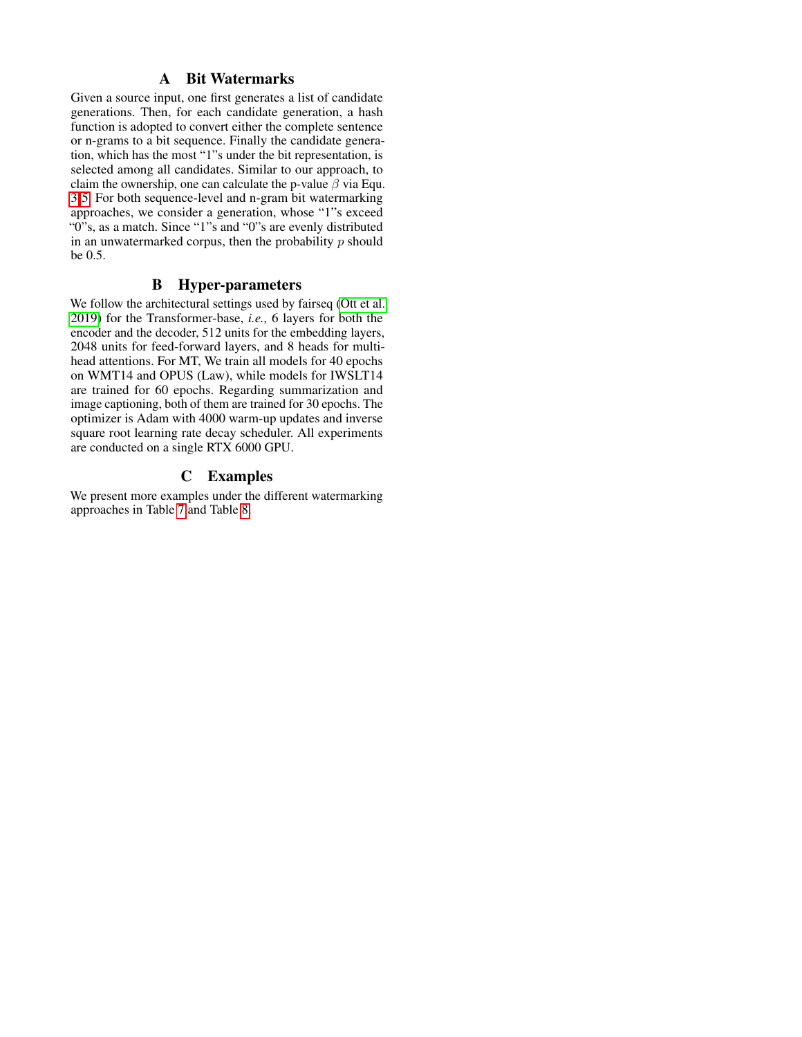# A Bit Watermarks

Given a source input, one first generates a list of candidate generations. Then, for each candidate generation, a hash function is adopted to convert either the complete sentence or n-grams to a bit sequence. Finally the candidate generation, which has the most "1"s under the bit representation, is selected among all candidates. Similar to our approach, to claim the ownership, one can calculate the p-value $\beta$ via Equ. 3-5. For both sequence-level and n-gram bit watermarking approaches, we consider a generation, whose "1"s exceed "0"s, as a match. Since "1"s and "0"s are evenly distributed in an unwatermarked corpus, then the probability $p$ should be 0.5.

# B Hyper-parameters

We follow the architectural settings used by fairseq (Ott et al. 2019) for the Transformer-base, *i.e.,* 6 layers for both the encoder and the decoder, 512 units for the embedding layers, 2048 units for feed-forward layers, and 8 heads for multi-head attentions. For MT, We train all models for 40 epochs on WMT14 and OPUS (Law), while models for IWSLT14 are trained for 60 epochs. Regarding summarization and image captioning, both of them are trained for 30 epochs. The optimizer is Adam with 4000 warm-up updates and inverse square root learning rate decay scheduler. All experiments are conducted on a single RTX 6000 GPU.

# C Examples

We present more examples under the different watermarking approaches in Table 7 and Table 8.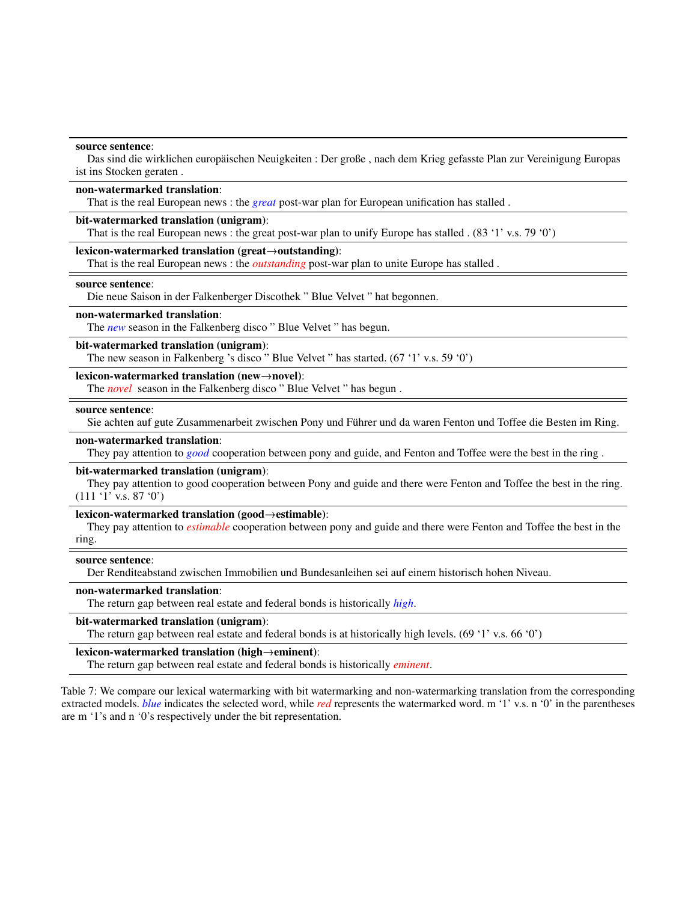**source sentence**:
Das sind die wirklichen europäischen Neuigkeiten : Der große , nach dem Krieg gefasste Plan zur Vereinigung Europas ist ins Stocken geraten .

**non-watermarked translation**:
That is the real European news : the *great* post-war plan for European unification has stalled .

**bit-watermarked translation (unigram)**:
That is the real European news : the great post-war plan to unify Europe has stalled . (83 '1' v.s. 79 '0')

**lexicon-watermarked translation (great→outstanding)**:
That is the real European news : the *outstanding* post-war plan to unite Europe has stalled .

---

**source sentence**:
Die neue Saison in der Falkenberger Discothek " Blue Velvet " hat begonnen.

**non-watermarked translation**:
The *new* season in the Falkenberg disco " Blue Velvet " has begun.

**bit-watermarked translation (unigram)**:
The new season in Falkenberg 's disco " Blue Velvet " has started. (67 '1' v.s. 59 '0')

**lexicon-watermarked translation (new→novel)**:
The *novel* season in the Falkenberg disco " Blue Velvet " has begun .

---

**source sentence**:
Sie achten auf gute Zusammenarbeit zwischen Pony und Führer und da waren Fenton und Toffee die Besten im Ring.

**non-watermarked translation**:
They pay attention to *good* cooperation between pony and guide, and Fenton and Toffee were the best in the ring .

**bit-watermarked translation (unigram)**:
They pay attention to good cooperation between Pony and guide and there were Fenton and Toffee the best in the ring. (111 '1' v.s. 87 '0')

**lexicon-watermarked translation (good→estimable)**:
They pay attention to *estimable* cooperation between pony and guide and there were Fenton and Toffee the best in the ring.

---

**source sentence**:
Der Renditeabstand zwischen Immobilien und Bundesanleihen sei auf einem historisch hohen Niveau.

**non-watermarked translation**:
The return gap between real estate and federal bonds is historically *high*.

**bit-watermarked translation (unigram)**:
The return gap between real estate and federal bonds is at historically high levels. (69 '1' v.s. 66 '0')

**lexicon-watermarked translation (high→eminent)**:
The return gap between real estate and federal bonds is historically *eminent*.

Table 7: We compare our lexical watermarking with bit watermarking and non-watermarking translation from the corresponding extracted models. *blue* indicates the selected word, while *red* represents the watermarked word. m '1' v.s. n '0' in the parentheses are m '1's and n '0's respectively under the bit representation.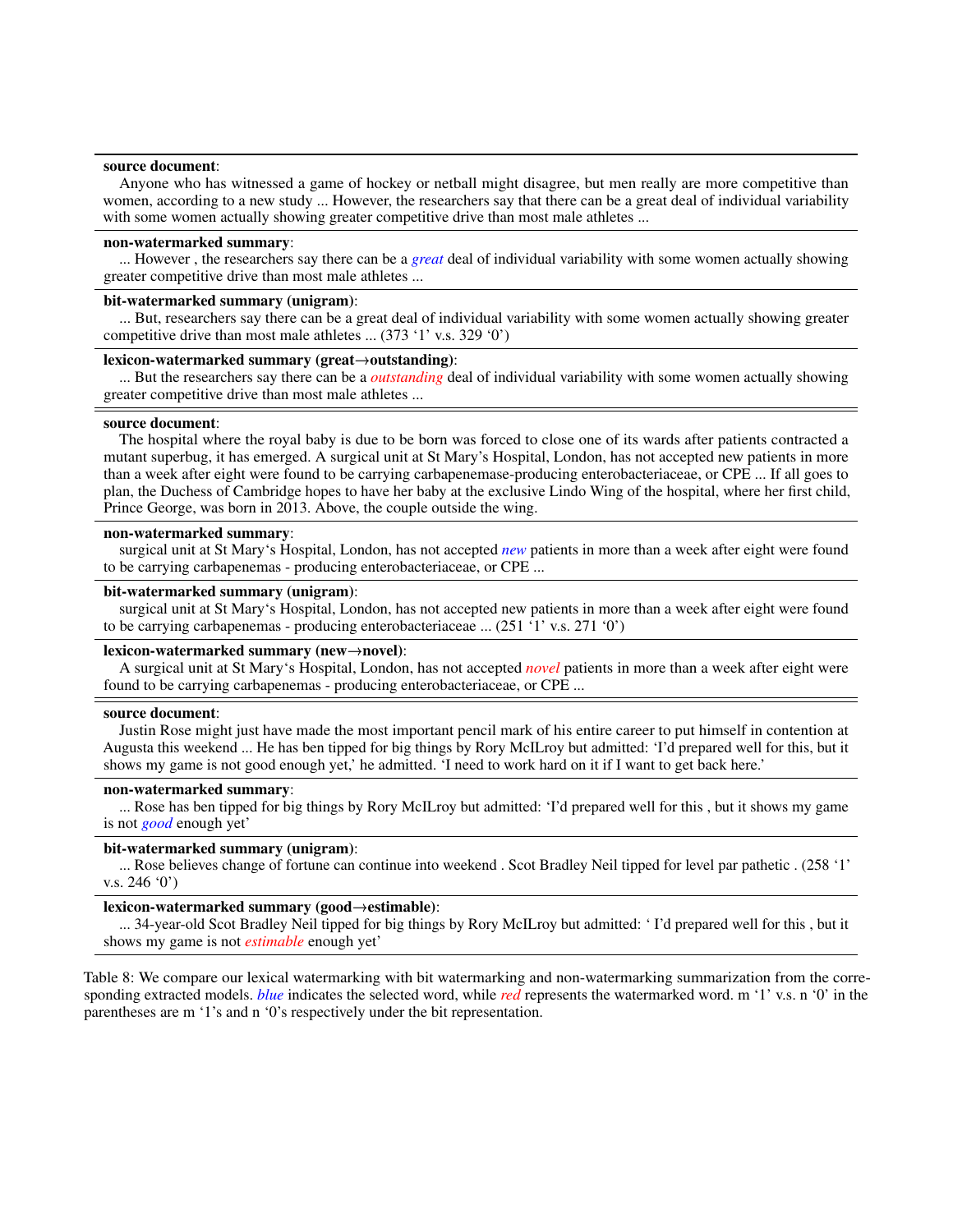**source document**:

Anyone who has witnessed a game of hockey or netball might disagree, but men really are more competitive than women, according to a new study ... However, the researchers say that there can be a great deal of individual variability with some women actually showing greater competitive drive than most male athletes ...

**non-watermarked summary**:

... However , the researchers say there can be a *great* deal of individual variability with some women actually showing greater competitive drive than most male athletes ...

**bit-watermarked summary (unigram)**:

... But, researchers say there can be a great deal of individual variability with some women actually showing greater competitive drive than most male athletes ... (373 '1' v.s. 329 '0')

**lexicon-watermarked summary (great→outstanding)**:

... But the researchers say there can be a *outstanding* deal of individual variability with some women actually showing greater competitive drive than most male athletes ...

---

**source document**:

The hospital where the royal baby is due to be born was forced to close one of its wards after patients contracted a mutant superbug, it has emerged. A surgical unit at St Mary's Hospital, London, has not accepted new patients in more than a week after eight were found to be carrying carbapenemase-producing enterobacteriaceae, or CPE ... If all goes to plan, the Duchess of Cambridge hopes to have her baby at the exclusive Lindo Wing of the hospital, where her first child, Prince George, was born in 2013. Above, the couple outside the wing.

**non-watermarked summary**:

surgical unit at St Mary's Hospital, London, has not accepted *new* patients in more than a week after eight were found to be carrying carbapenemas - producing enterobacteriaceae, or CPE ...

**bit-watermarked summary (unigram)**:

surgical unit at St Mary's Hospital, London, has not accepted new patients in more than a week after eight were found to be carrying carbapenemas - producing enterobacteriaceae ... (251 '1' v.s. 271 '0')

**lexicon-watermarked summary (new→novel)**:

A surgical unit at St Mary's Hospital, London, has not accepted *novel* patients in more than a week after eight were found to be carrying carbapenemas - producing enterobacteriaceae, or CPE ...

---

**source document**:

Justin Rose might just have made the most important pencil mark of his entire career to put himself in contention at Augusta this weekend ... He has ben tipped for big things by Rory McILroy but admitted: 'I'd prepared well for this, but it shows my game is not good enough yet,' he admitted. 'I need to work hard on it if I want to get back here.'

**non-watermarked summary**:

... Rose has ben tipped for big things by Rory McILroy but admitted: 'I'd prepared well for this , but it shows my game is not *good* enough yet'

**bit-watermarked summary (unigram)**:

... Rose believes change of fortune can continue into weekend . Scot Bradley Neil tipped for level par pathetic . (258 '1' v.s. 246 '0')

**lexicon-watermarked summary (good→estimable)**:

... 34-year-old Scot Bradley Neil tipped for big things by Rory McILroy but admitted: ' I'd prepared well for this , but it shows my game is not *estimable* enough yet'

Table 8: We compare our lexical watermarking with bit watermarking and non-watermarking summarization from the corresponding extracted models. *blue* indicates the selected word, while *red* represents the watermarked word. m '1' v.s. n '0' in the parentheses are m '1's and n '0's respectively under the bit representation.